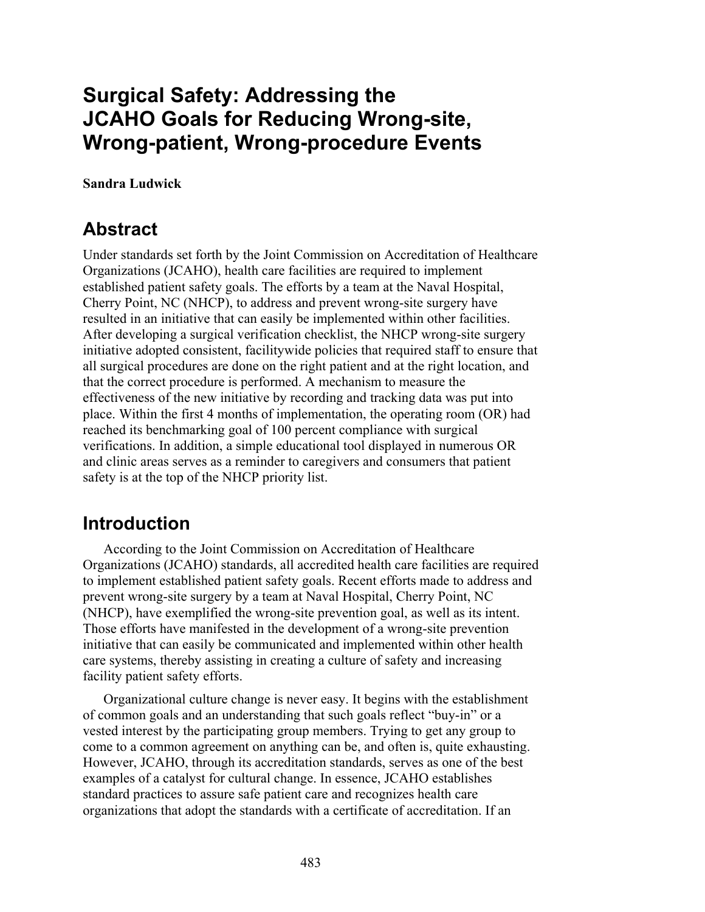# Surgical Safety: Addressing the JCAHO Goals for Reducing Wrong-site, Wrong-patient, Wrong-procedure Events

**Sandra Ludwick**

## Abstract

Under standards set forth by the Joint Commission on Accreditation of Healthcare Organizations (JCAHO), health care facilities are required to implement established patient safety goals. The efforts by a team at the Naval Hospital, Cherry Point, NC (NHCP), to address and prevent wrong-site surgery have resulted in an initiative that can easily be implemented within other facilities. After developing a surgical verification checklist, the NHCP wrong-site surgery initiative adopted consistent, facilitywide policies that required staff to ensure that all surgical procedures are done on the right patient and at the right location, and that the correct procedure is performed. A mechanism to measure the effectiveness of the new initiative by recording and tracking data was put into place. Within the first 4 months of implementation, the operating room (OR) had reached its benchmarking goal of 100 percent compliance with surgical verifications. In addition, a simple educational tool displayed in numerous OR and clinic areas serves as a reminder to caregivers and consumers that patient safety is at the top of the NHCP priority list.

## Introduction

According to the Joint Commission on Accreditation of Healthcare Organizations (JCAHO) standards, all accredited health care facilities are required to implement established patient safety goals. Recent efforts made to address and prevent wrong-site surgery by a team at Naval Hospital, Cherry Point, NC (NHCP), have exemplified the wrong-site prevention goal, as well as its intent. Those efforts have manifested in the development of a wrong-site prevention initiative that can easily be communicated and implemented within other health care systems, thereby assisting in creating a culture of safety and increasing facility patient safety efforts.

Organizational culture change is never easy. It begins with the establishment of common goals and an understanding that such goals reflect "buy-in" or a vested interest by the participating group members. Trying to get any group to come to a common agreement on anything can be, and often is, quite exhausting. However, JCAHO, through its accreditation standards, serves as one of the best examples of a catalyst for cultural change. In essence, JCAHO establishes standard practices to assure safe patient care and recognizes health care organizations that adopt the standards with a certificate of accreditation. If an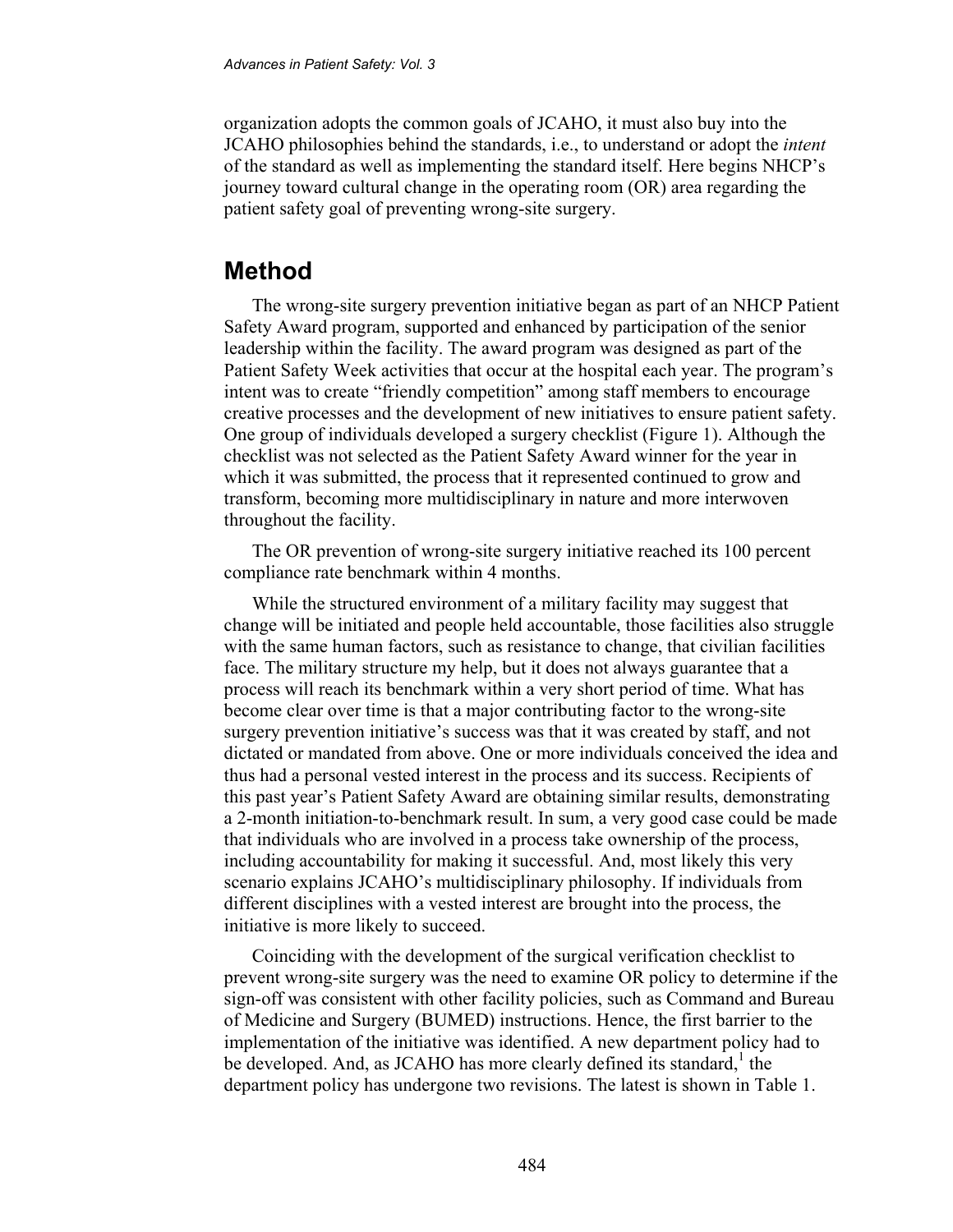organization adopts the common goals of JCAHO, it must also buy into the JCAHO philosophies behind the standards, i.e., to understand or adopt the *intent* of the standard as well as implementing the standard itself. Here begins NHCP's journey toward cultural change in the operating room (OR) area regarding the patient safety goal of preventing wrong-site surgery.

## Method

The wrong-site surgery prevention initiative began as part of an NHCP Patient Safety Award program, supported and enhanced by participation of the senior leadership within the facility. The award program was designed as part of the Patient Safety Week activities that occur at the hospital each year. The program's intent was to create "friendly competition" among staff members to encourage creative processes and the development of new initiatives to ensure patient safety. One group of individuals developed a surgery checklist (Figure 1). Although the checklist was not selected as the Patient Safety Award winner for the year in which it was submitted, the process that it represented continued to grow and transform, becoming more multidisciplinary in nature and more interwoven throughout the facility.

The OR prevention of wrong-site surgery initiative reached its 100 percent compliance rate benchmark within 4 months.

While the structured environment of a military facility may suggest that change will be initiated and people held accountable, those facilities also struggle with the same human factors, such as resistance to change, that civilian facilities face. The military structure my help, but it does not always guarantee that a process will reach its benchmark within a very short period of time. What has become clear over time is that a major contributing factor to the wrong-site surgery prevention initiative's success was that it was created by staff, and not dictated or mandated from above. One or more individuals conceived the idea and thus had a personal vested interest in the process and its success. Recipients of this past year's Patient Safety Award are obtaining similar results, demonstrating a 2-month initiation-to-benchmark result. In sum, a very good case could be made that individuals who are involved in a process take ownership of the process, including accountability for making it successful. And, most likely this very scenario explains JCAHO's multidisciplinary philosophy. If individuals from different disciplines with a vested interest are brought into the process, the initiative is more likely to succeed.

Coinciding with the development of the surgical verification checklist to prevent wrong-site surgery was the need to examine OR policy to determine if the sign-off was consistent with other facility policies, such as Command and Bureau of Medicine and Surgery (BUMED) instructions. Hence, the first barrier to the implementation of the initiative was identified. A new department policy had to be developed. And, as JCAHO has more clearly defined its standard,[1] the department policy has undergone two revisions. The latest is shown in Table 1.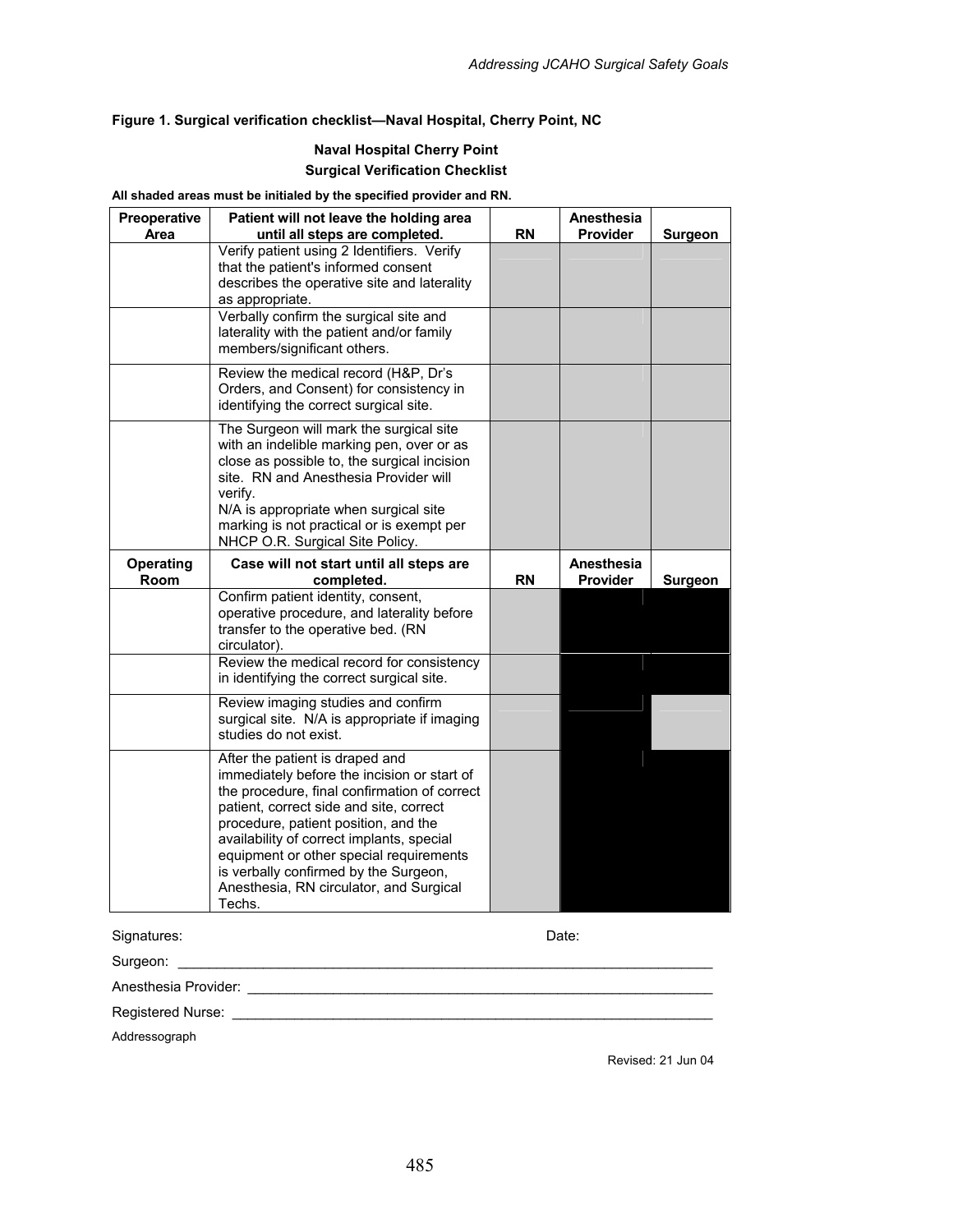**Figure 1. Surgical verification checklist—Naval Hospital, Cherry Point, NC**

**Naval Hospital Cherry Point**
**Surgical Verification Checklist**

**All shaded areas must be initialed by the specified provider and RN.**

| Preoperative Area | Patient will not leave the holding area until all steps are completed. | RN | Anesthesia Provider | Surgeon |
|---|---|---|---|---|
| | Verify patient using 2 Identifiers. Verify that the patient's informed consent describes the operative site and laterality as appropriate. | | | |
| | Verbally confirm the surgical site and laterality with the patient and/or family members/significant others. | | | |
| | Review the medical record (H&P, Dr's Orders, and Consent) for consistency in identifying the correct surgical site. | | | |
| | The Surgeon will mark the surgical site with an indelible marking pen, over or as close as possible to, the surgical incision site. RN and Anesthesia Provider will verify. N/A is appropriate when surgical site marking is not practical or is exempt per NHCP O.R. Surgical Site Policy. | | | |
| **Operating Room** | **Case will not start until all steps are completed.** | **RN** | **Anesthesia Provider** | **Surgeon** |
| | Confirm patient identity, consent, operative procedure, and laterality before transfer to the operative bed. (RN circulator). | | | |
| | Review the medical record for consistency in identifying the correct surgical site. | | | |
| | Review imaging studies and confirm surgical site. N/A is appropriate if imaging studies do not exist. | | | |
| | After the patient is draped and immediately before the incision or start of the procedure, final confirmation of correct patient, correct side and site, correct procedure, patient position, and the availability of correct implants, special equipment or other special requirements is verbally confirmed by the Surgeon, Anesthesia, RN circulator, and Surgical Techs. | | | |

Signatures: Date:

Surgeon: ____________________

Anesthesia Provider: ____________________

Registered Nurse: ____________________

Addressograph

Revised: 21 Jun 04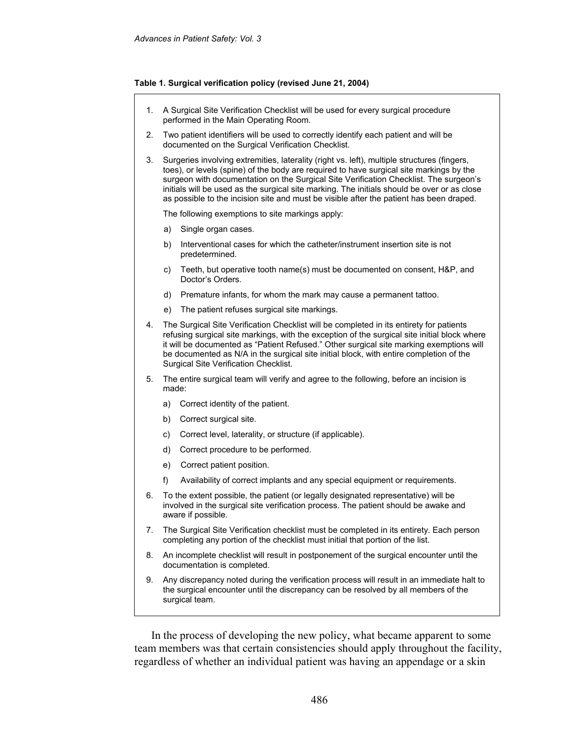**Table 1. Surgical verification policy (revised June 21, 2004)**

1. A Surgical Site Verification Checklist will be used for every surgical procedure performed in the Main Operating Room.
2. Two patient identifiers will be used to correctly identify each patient and will be documented on the Surgical Verification Checklist.
3. Surgeries involving extremities, laterality (right vs. left), multiple structures (fingers, toes), or levels (spine) of the body are required to have surgical site markings by the surgeon with documentation on the Surgical Site Verification Checklist. The surgeon's initials will be used as the surgical site marking. The initials should be over or as close as possible to the incision site and must be visible after the patient has been draped.

   The following exemptions to site markings apply:

   a) Single organ cases.
   b) Interventional cases for which the catheter/instrument insertion site is not predetermined.
   c) Teeth, but operative tooth name(s) must be documented on consent, H&P, and Doctor's Orders.
   d) Premature infants, for whom the mark may cause a permanent tattoo.
   e) The patient refuses surgical site markings.
4. The Surgical Site Verification Checklist will be completed in its entirety for patients refusing surgical site markings, with the exception of the surgical site initial block where it will be documented as "Patient Refused." Other surgical site marking exemptions will be documented as N/A in the surgical site initial block, with entire completion of the Surgical Site Verification Checklist.
5. The entire surgical team will verify and agree to the following, before an incision is made:
   a) Correct identity of the patient.
   b) Correct surgical site.
   c) Correct level, laterality, or structure (if applicable).
   d) Correct procedure to be performed.
   e) Correct patient position.
   f) Availability of correct implants and any special equipment or requirements.
6. To the extent possible, the patient (or legally designated representative) will be involved in the surgical site verification process. The patient should be awake and aware if possible.
7. The Surgical Site Verification checklist must be completed in its entirety. Each person completing any portion of the checklist must initial that portion of the list.
8. An incomplete checklist will result in postponement of the surgical encounter until the documentation is completed.
9. Any discrepancy noted during the verification process will result in an immediate halt to the surgical encounter until the discrepancy can be resolved by all members of the surgical team.

In the process of developing the new policy, what became apparent to some team members was that certain consistencies should apply throughout the facility, regardless of whether an individual patient was having an appendage or a skin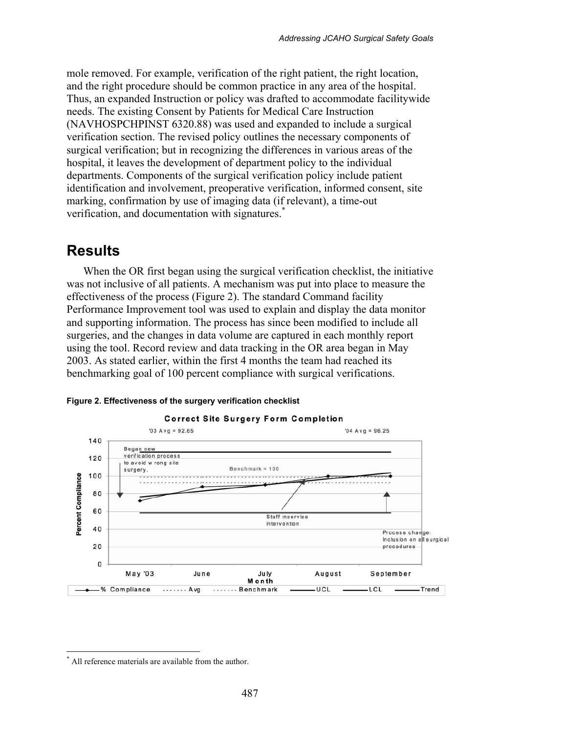mole removed. For example, verification of the right patient, the right location, and the right procedure should be common practice in any area of the hospital. Thus, an expanded Instruction or policy was drafted to accommodate facilitywide needs. The existing Consent by Patients for Medical Care Instruction (NAVHOSPCHPINST 6320.88) was used and expanded to include a surgical verification section. The revised policy outlines the necessary components of surgical verification; but in recognizing the differences in various areas of the hospital, it leaves the development of department policy to the individual departments. Components of the surgical verification policy include patient identification and involvement, preoperative verification, informed consent, site marking, confirmation by use of imaging data (if relevant), a time-out verification, and documentation with signatures.*

## Results

When the OR first began using the surgical verification checklist, the initiative was not inclusive of all patients. A mechanism was put into place to measure the effectiveness of the process (Figure 2). The standard Command facility Performance Improvement tool was used to explain and display the data monitor and supporting information. The process has since been modified to include all surgeries, and the changes in data volume are captured in each monthly report using the tool. Record review and data tracking in the OR area began in May 2003. As stated earlier, within the first 4 months the team had reached its benchmarking goal of 100 percent compliance with surgical verifications.

**Figure 2. Effectiveness of the surgery verification checklist**

**Correct Site Surgery Form Completion**

'03 Avg = 92.65 '04 Avg = 96.25

Began new verification process to avoid wrong site surgery.

Benchmark = 100

Staff inservice intervention

Process change: Inclusion on all surgical procedures

Percent Compliance (0–140); Month: May '03, June, July, August, September

Legend: % Compliance, Avg, Benchmark, UCL, LCL, Trend

---

* All reference materials are available from the author.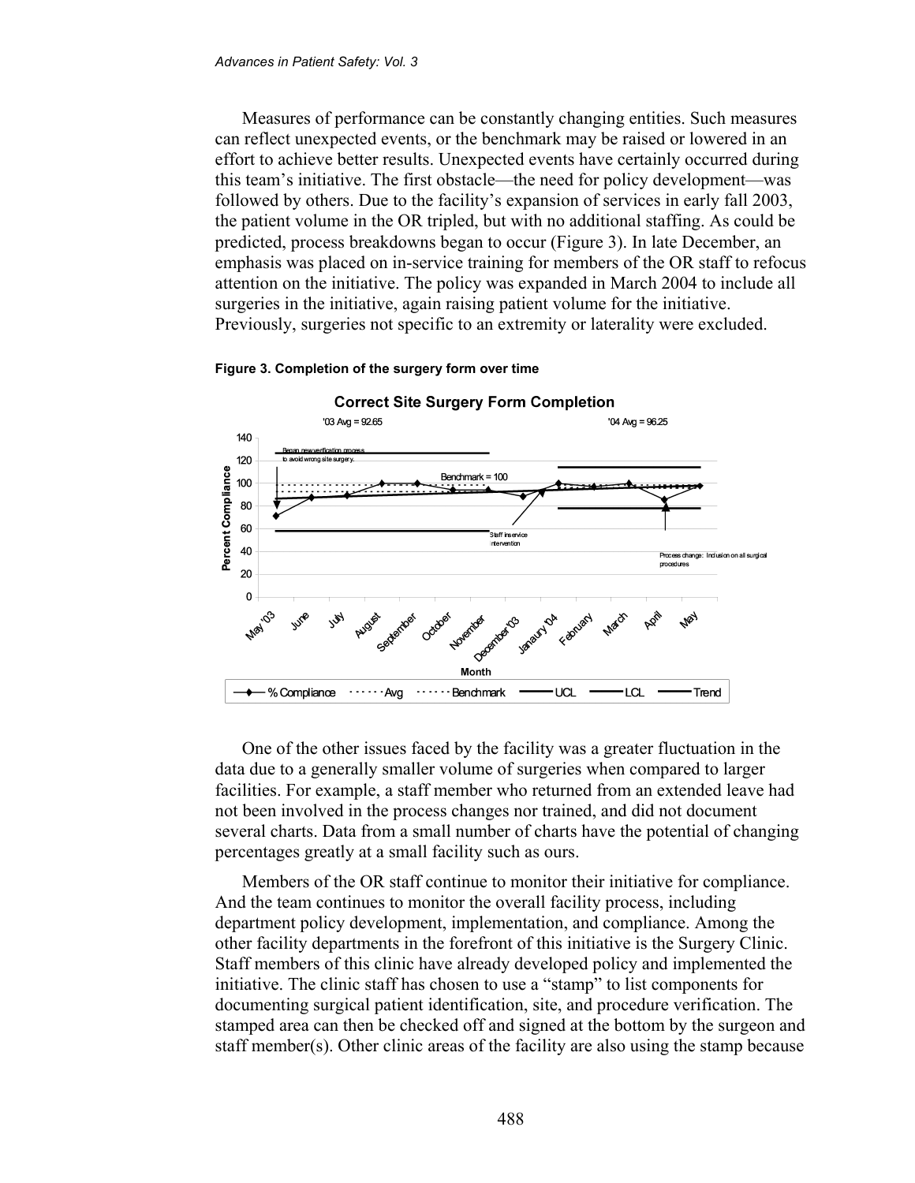Measures of performance can be constantly changing entities. Such measures can reflect unexpected events, or the benchmark may be raised or lowered in an effort to achieve better results. Unexpected events have certainly occurred during this team's initiative. The first obstacle—the need for policy development—was followed by others. Due to the facility's expansion of services in early fall 2003, the patient volume in the OR tripled, but with no additional staffing. As could be predicted, process breakdowns began to occur (Figure 3). In late December, an emphasis was placed on in-service training for members of the OR staff to refocus attention on the initiative. The policy was expanded in March 2004 to include all surgeries in the initiative, again raising patient volume for the initiative. Previously, surgeries not specific to an extremity or laterality were excluded.

**Figure 3. Completion of the surgery form over time**

One of the other issues faced by the facility was a greater fluctuation in the data due to a generally smaller volume of surgeries when compared to larger facilities. For example, a staff member who returned from an extended leave had not been involved in the process changes nor trained, and did not document several charts. Data from a small number of charts have the potential of changing percentages greatly at a small facility such as ours.

Members of the OR staff continue to monitor their initiative for compliance. And the team continues to monitor the overall facility process, including department policy development, implementation, and compliance. Among the other facility departments in the forefront of this initiative is the Surgery Clinic. Staff members of this clinic have already developed policy and implemented the initiative. The clinic staff has chosen to use a "stamp" to list components for documenting surgical patient identification, site, and procedure verification. The stamped area can then be checked off and signed at the bottom by the surgeon and staff member(s). Other clinic areas of the facility are also using the stamp because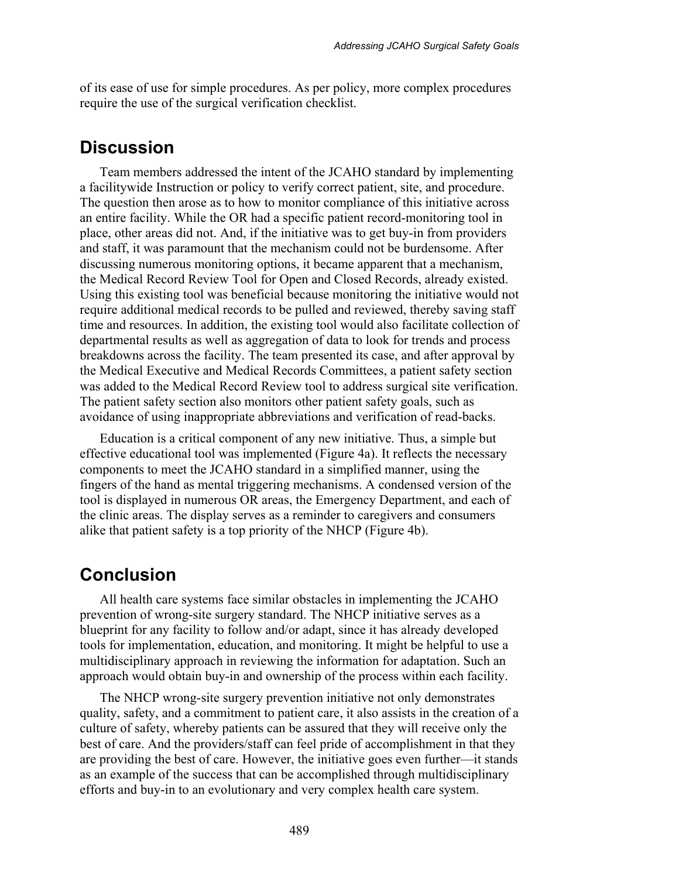of its ease of use for simple procedures. As per policy, more complex procedures require the use of the surgical verification checklist.

## Discussion

Team members addressed the intent of the JCAHO standard by implementing a facilitywide Instruction or policy to verify correct patient, site, and procedure. The question then arose as to how to monitor compliance of this initiative across an entire facility. While the OR had a specific patient record-monitoring tool in place, other areas did not. And, if the initiative was to get buy-in from providers and staff, it was paramount that the mechanism could not be burdensome. After discussing numerous monitoring options, it became apparent that a mechanism, the Medical Record Review Tool for Open and Closed Records, already existed. Using this existing tool was beneficial because monitoring the initiative would not require additional medical records to be pulled and reviewed, thereby saving staff time and resources. In addition, the existing tool would also facilitate collection of departmental results as well as aggregation of data to look for trends and process breakdowns across the facility. The team presented its case, and after approval by the Medical Executive and Medical Records Committees, a patient safety section was added to the Medical Record Review tool to address surgical site verification. The patient safety section also monitors other patient safety goals, such as avoidance of using inappropriate abbreviations and verification of read-backs.

Education is a critical component of any new initiative. Thus, a simple but effective educational tool was implemented (Figure 4a). It reflects the necessary components to meet the JCAHO standard in a simplified manner, using the fingers of the hand as mental triggering mechanisms. A condensed version of the tool is displayed in numerous OR areas, the Emergency Department, and each of the clinic areas. The display serves as a reminder to caregivers and consumers alike that patient safety is a top priority of the NHCP (Figure 4b).

## Conclusion

All health care systems face similar obstacles in implementing the JCAHO prevention of wrong-site surgery standard. The NHCP initiative serves as a blueprint for any facility to follow and/or adapt, since it has already developed tools for implementation, education, and monitoring. It might be helpful to use a multidisciplinary approach in reviewing the information for adaptation. Such an approach would obtain buy-in and ownership of the process within each facility.

The NHCP wrong-site surgery prevention initiative not only demonstrates quality, safety, and a commitment to patient care, it also assists in the creation of a culture of safety, whereby patients can be assured that they will receive only the best of care. And the providers/staff can feel pride of accomplishment in that they are providing the best of care. However, the initiative goes even further—it stands as an example of the success that can be accomplished through multidisciplinary efforts and buy-in to an evolutionary and very complex health care system.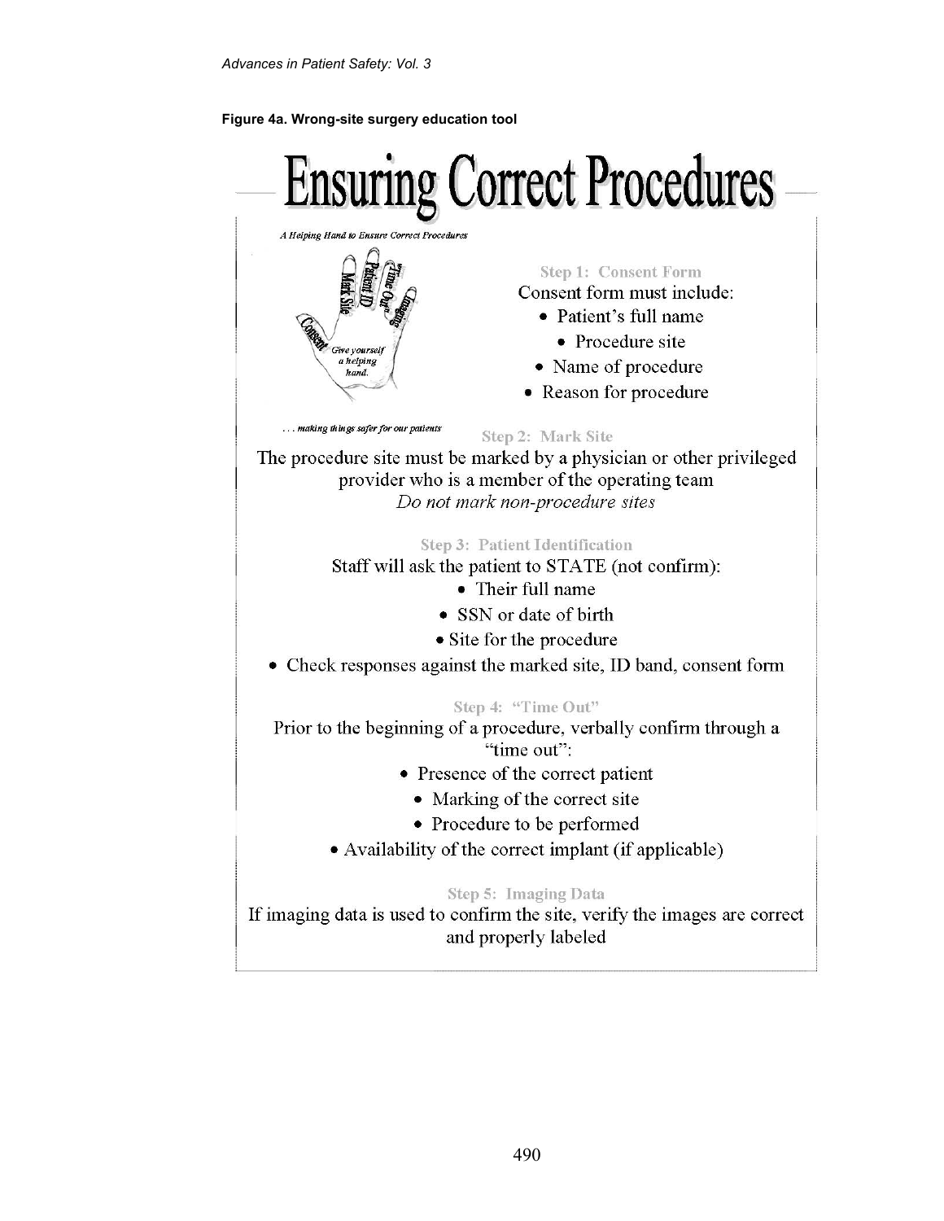**Figure 4a. Wrong-site surgery education tool**

# Ensuring Correct Procedures

*A Helping Hand to Ensure Correct Procedures*

Consent · Mark Site · Patient ID · Time Out · Imaging

*Give yourself a helping hand.*

*. . . making things safer for our patients*

### Step 1: Consent Form

Consent form must include:

- Patient's full name
- Procedure site
- Name of procedure
- Reason for procedure

### Step 2: Mark Site

The procedure site must be marked by a physician or other privileged provider who is a member of the operating team

*Do not mark non-procedure sites*

### Step 3: Patient Identification

Staff will ask the patient to STATE (not confirm):

- Their full name
- SSN or date of birth
- Site for the procedure
- Check responses against the marked site, ID band, consent form

### Step 4: "Time Out"

Prior to the beginning of a procedure, verbally confirm through a "time out":

- Presence of the correct patient
- Marking of the correct site
- Procedure to be performed
- Availability of the correct implant (if applicable)

### Step 5: Imaging Data

If imaging data is used to confirm the site, verify the images are correct and properly labeled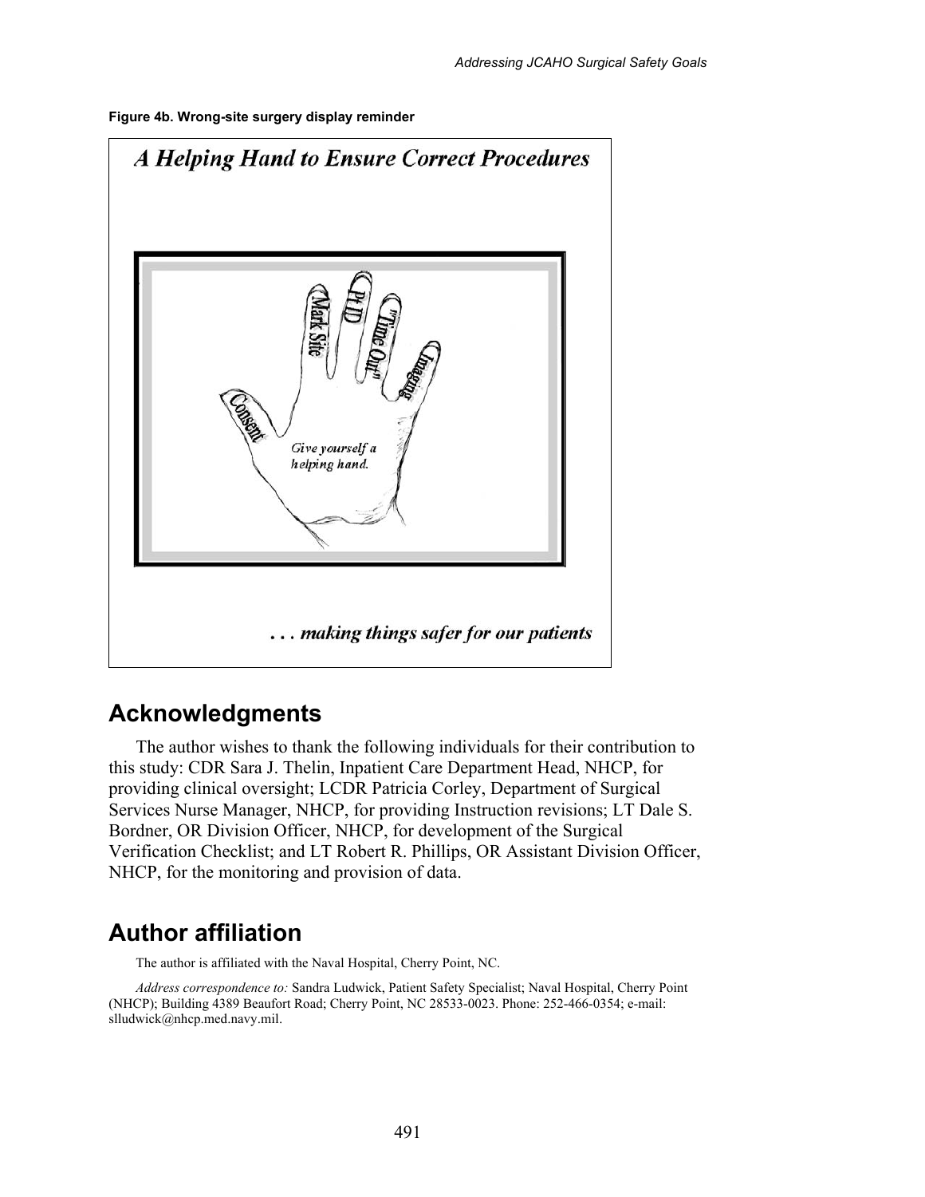**Figure 4b. Wrong-site surgery display reminder**

*A Helping Hand to Ensure Correct Procedures*

Consent

Mark Site

Pt ID

"Time Out"

Imaging

*Give yourself a helping hand.*

*. . . making things safer for our patients*

## Acknowledgments

The author wishes to thank the following individuals for their contribution to this study: CDR Sara J. Thelin, Inpatient Care Department Head, NHCP, for providing clinical oversight; LCDR Patricia Corley, Department of Surgical Services Nurse Manager, NHCP, for providing Instruction revisions; LT Dale S. Bordner, OR Division Officer, NHCP, for development of the Surgical Verification Checklist; and LT Robert R. Phillips, OR Assistant Division Officer, NHCP, for the monitoring and provision of data.

## Author affiliation

The author is affiliated with the Naval Hospital, Cherry Point, NC.

*Address correspondence to:* Sandra Ludwick, Patient Safety Specialist; Naval Hospital, Cherry Point (NHCP); Building 4389 Beaufort Road; Cherry Point, NC 28533-0023. Phone: 252-466-0354; e-mail: slludwick@nhcp.med.navy.mil.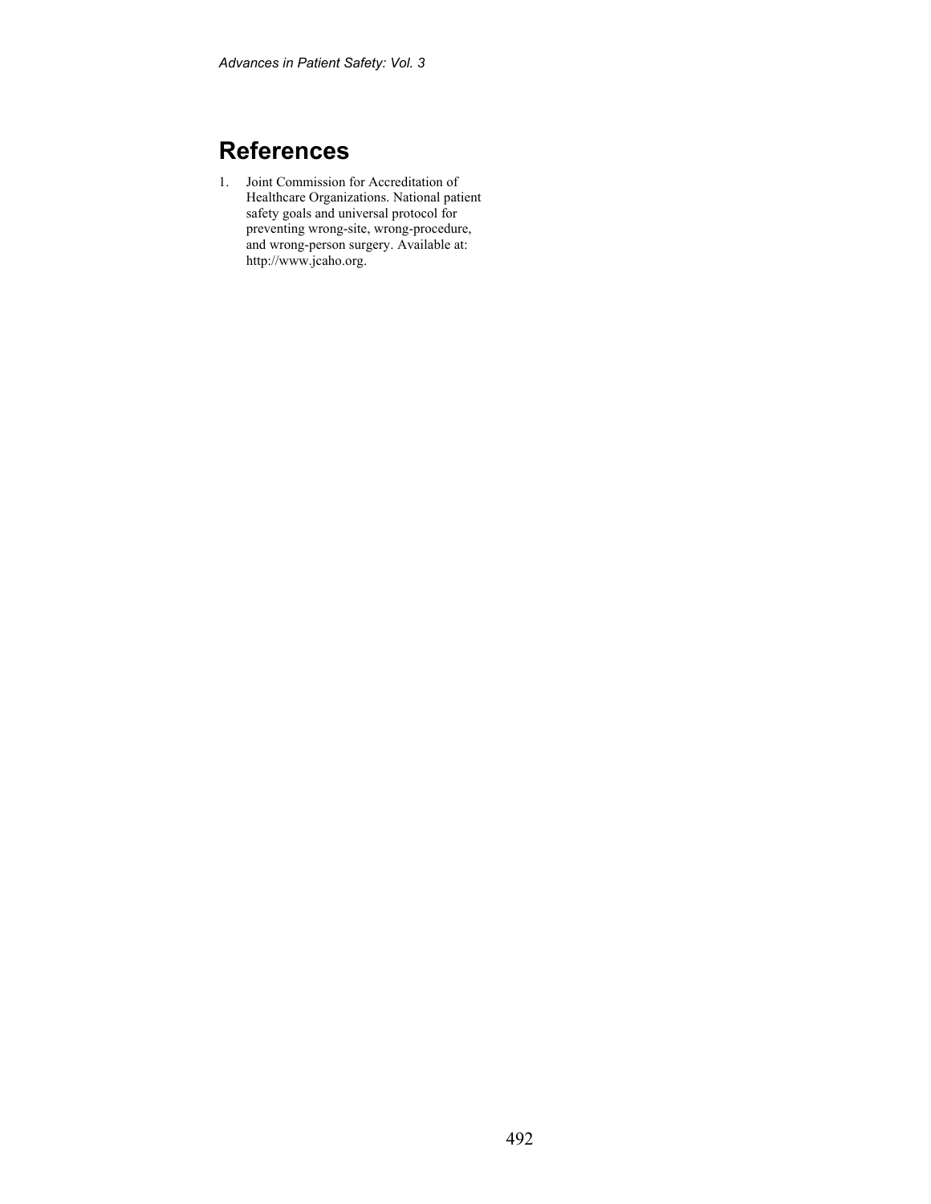## References

1. Joint Commission for Accreditation of Healthcare Organizations. National patient safety goals and universal protocol for preventing wrong-site, wrong-procedure, and wrong-person surgery. Available at: http://www.jcaho.org.